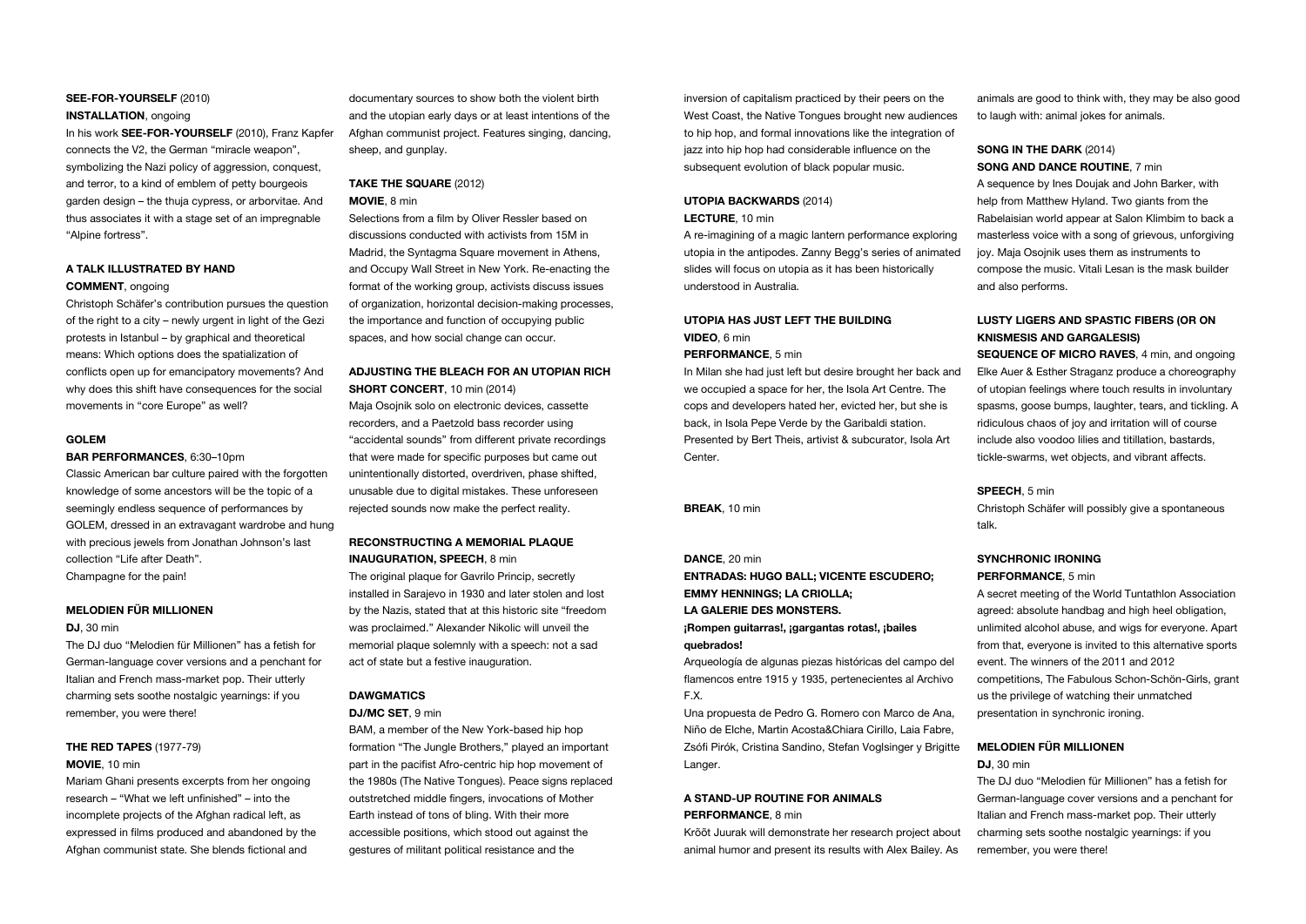**SEE-FOR-YOURSELF** (2010)
**INSTALLATION**, ongoing

In his work **SEE-FOR-YOURSELF** (2010), Franz Kapfer connects the V2, the German "miracle weapon", symbolizing the Nazi policy of aggression, conquest, and terror, to a kind of emblem of petty bourgeois garden design – the thuja cypress, or arborvitae. And thus associates it with a stage set of an impregnable "Alpine fortress".

**A TALK ILLUSTRATED BY HAND**
**COMMENT**, ongoing

Christoph Schäfer's contribution pursues the question of the right to a city – newly urgent in light of the Gezi protests in Istanbul – by graphical and theoretical means: Which options does the spatialization of conflicts open up for emancipatory movements? And why does this shift have consequences for the social movements in "core Europe" as well?

**GOLEM**
**BAR PERFORMANCES**, 6:30–10pm

Classic American bar culture paired with the forgotten knowledge of some ancestors will be the topic of a seemingly endless sequence of performances by GOLEM, dressed in an extravagant wardrobe and hung with precious jewels from Jonathan Johnson's last collection "Life after Death".
Champagne for the pain!

**MELODIEN FÜR MILLIONEN**
**DJ**, 30 min

The DJ duo "Melodien für Millionen" has a fetish for German-language cover versions and a penchant for Italian and French mass-market pop. Their utterly charming sets soothe nostalgic yearnings: if you remember, you were there!

**THE RED TAPES** (1977-79)
**MOVIE**, 10 min

Mariam Ghani presents excerpts from her ongoing research – "What we left unfinished" – into the incomplete projects of the Afghan radical left, as expressed in films produced and abandoned by the Afghan communist state. She blends fictional and documentary sources to show both the violent birth and the utopian early days or at least intentions of the Afghan communist project. Features singing, dancing, sheep, and gunplay.

**TAKE THE SQUARE** (2012)
**MOVIE**, 8 min

Selections from a film by Oliver Ressler based on discussions conducted with activists from 15M in Madrid, the Syntagma Square movement in Athens, and Occupy Wall Street in New York. Re-enacting the format of the working group, activists discuss issues of organization, horizontal decision-making processes, the importance and function of occupying public spaces, and how social change can occur.

**ADJUSTING THE BLEACH FOR AN UTOPIAN RICH**
**SHORT CONCERT**, 10 min (2014)

Maja Osojnik solo on electronic devices, cassette recorders, and a Paetzold bass recorder using "accidental sounds" from different private recordings that were made for specific purposes but came out unintentionally distorted, overdriven, phase shifted, unusable due to digital mistakes. These unforeseen rejected sounds now make the perfect reality.

**RECONSTRUCTING A MEMORIAL PLAQUE**
**INAUGURATION, SPEECH**, 8 min

The original plaque for Gavrilo Princip, secretly installed in Sarajevo in 1930 and later stolen and lost by the Nazis, stated that at this historic site "freedom was proclaimed." Alexander Nikolic will unveil the memorial plaque solemnly with a speech: not a sad act of state but a festive inauguration.

**DAWGMATICS**
**DJ/MC SET**, 9 min

BAM, a member of the New York-based hip hop formation "The Jungle Brothers," played an important part in the pacifist Afro-centric hip hop movement of the 1980s (The Native Tongues). Peace signs replaced outstretched middle fingers, invocations of Mother Earth instead of tons of bling. With their more accessible positions, which stood out against the gestures of militant political resistance and the inversion of capitalism practiced by their peers on the West Coast, the Native Tongues brought new audiences to hip hop, and formal innovations like the integration of jazz into hip hop had considerable influence on the subsequent evolution of black popular music.

**UTOPIA BACKWARDS** (2014)
**LECTURE**, 10 min

A re-imagining of a magic lantern performance exploring utopia in the antipodes. Zanny Begg's series of animated slides will focus on utopia as it has been historically understood in Australia.

**UTOPIA HAS JUST LEFT THE BUILDING**
**VIDEO**, 6 min
**PERFORMANCE**, 5 min

In Milan she had just left but desire brought her back and we occupied a space for her, the Isola Art Centre. The cops and developers hated her, evicted her, but she is back, in Isola Pepe Verde by the Garibaldi station. Presented by Bert Theis, artivist & subcurator, Isola Art Center.

**BREAK**, 10 min

**DANCE**, 20 min
**ENTRADAS: HUGO BALL; VICENTE ESCUDERO; EMMY HENNINGS; LA CRIOLLA; LA GALERIE DES MONSTERS.**
**¡Rompen guitarras!, ¡gargantas rotas!, ¡bailes quebrados!**

Arqueología de algunas piezas históricas del campo del flamencos entre 1915 y 1935, pertenecientes al Archivo F.X.

Una propuesta de Pedro G. Romero con Marco de Ana, Niño de Elche, Martin Acosta&Chiara Cirillo, Laia Fabre, Zsófi Pirók, Cristina Sandino, Stefan Voglsinger y Brigitte Langer.

**A STAND-UP ROUTINE FOR ANIMALS**
**PERFORMANCE**, 8 min

Krõõt Juurak will demonstrate her research project about animal humor and present its results with Alex Bailey. As animals are good to think with, they may be also good to laugh with: animal jokes for animals.

**SONG IN THE DARK** (2014)
**SONG AND DANCE ROUTINE**, 7 min

A sequence by Ines Doujak and John Barker, with help from Matthew Hyland. Two giants from the Rabelaisian world appear at Salon Klimbim to back a masterless voice with a song of grievous, unforgiving joy. Maja Osojnik uses them as instruments to compose the music. Vitali Lesan is the mask builder and also performs.

**LUSTY LIGERS AND SPASTIC FIBERS (OR ON KNISMESIS AND GARGALESIS)**
**SEQUENCE OF MICRO RAVES**, 4 min, and ongoing

Elke Auer & Esther Straganz produce a choreography of utopian feelings where touch results in involuntary spasms, goose bumps, laughter, tears, and tickling. A ridiculous chaos of joy and irritation will of course include also voodoo lilies and titillation, bastards, tickle-swarms, wet objects, and vibrant affects.

**SPEECH**, 5 min

Christoph Schäfer will possibly give a spontaneous talk.

**SYNCHRONIC IRONING**
**PERFORMANCE**, 5 min

A secret meeting of the World Tuntathlon Association agreed: absolute handbag and high heel obligation, unlimited alcohol abuse, and wigs for everyone. Apart from that, everyone is invited to this alternative sports event. The winners of the 2011 and 2012 competitions, The Fabulous Schon-Schön-Girls, grant us the privilege of watching their unmatched presentation in synchronic ironing.

**MELODIEN FÜR MILLIONEN**
**DJ**, 30 min

The DJ duo "Melodien für Millionen" has a fetish for German-language cover versions and a penchant for Italian and French mass-market pop. Their utterly charming sets soothe nostalgic yearnings: if you remember, you were there!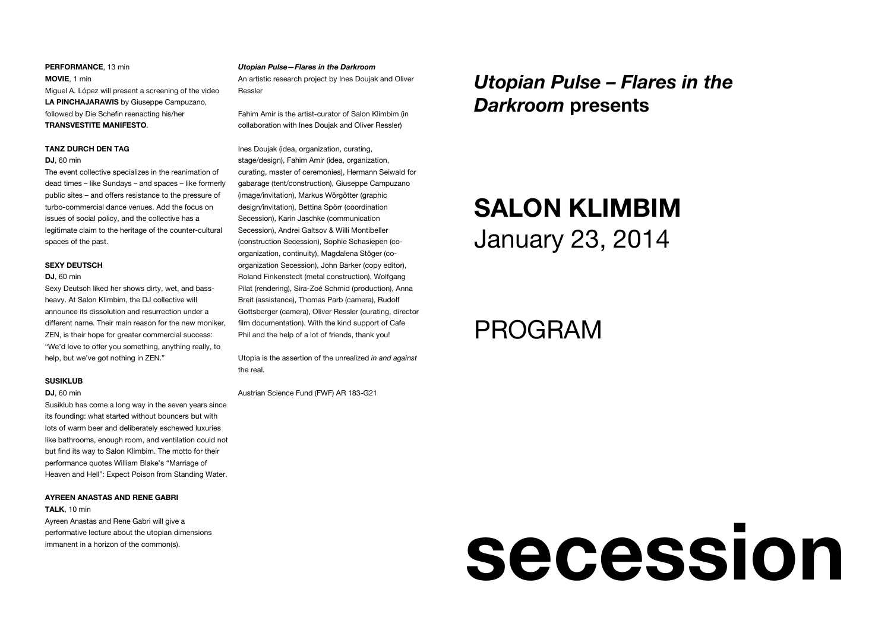**PERFORMANCE**, 13 min

**MOVIE**, 1 min

Miguel A. López will present a screening of the video **LA PINCHAJARAWIS** by Giuseppe Campuzano, followed by Die Schefin reenacting his/her **TRANSVESTITE MANIFESTO**.

**TANZ DURCH DEN TAG**

**DJ**, 60 min

The event collective specializes in the reanimation of dead times – like Sundays – and spaces – like formerly public sites – and offers resistance to the pressure of turbo-commercial dance venues. Add the focus on issues of social policy, and the collective has a legitimate claim to the heritage of the counter-cultural spaces of the past.

**SEXY DEUTSCH**

**DJ**, 60 min

Sexy Deutsch liked her shows dirty, wet, and bass-heavy. At Salon Klimbim, the DJ collective will announce its dissolution and resurrection under a different name. Their main reason for the new moniker, ZEN, is their hope for greater commercial success: "We'd love to offer you something, anything really, to help, but we've got nothing in ZEN."

**SUSIKLUB**

**DJ**, 60 min

Susiklub has come a long way in the seven years since its founding: what started without bouncers but with lots of warm beer and deliberately eschewed luxuries like bathrooms, enough room, and ventilation could not but find its way to Salon Klimbim. The motto for their performance quotes William Blake's "Marriage of Heaven and Hell": Expect Poison from Standing Water.

**AYREEN ANASTAS AND RENE GABRI**

**TALK**, 10 min

Ayreen Anastas and Rene Gabri will give a performative lecture about the utopian dimensions immanent in a horizon of the common(s).

***Utopian Pulse—Flares in the Darkroom***

An artistic research project by Ines Doujak and Oliver Ressler

Fahim Amir is the artist-curator of Salon Klimbim (in collaboration with Ines Doujak and Oliver Ressler)

Ines Doujak (idea, organization, curating, stage/design), Fahim Amir (idea, organization, curating, master of ceremonies), Hermann Seiwald for gabarage (tent/construction), Giuseppe Campuzano (image/invitation), Markus Wörgötter (graphic design/invitation), Bettina Spörr (coordination Secession), Karin Jaschke (communication Secession), Andrei Galtsov & Willi Montibeller (construction Secession), Sophie Schasiepen (co-organization, continuity), Magdalena Stöger (co-organization Secession), John Barker (copy editor), Roland Finkenstedt (metal construction), Wolfgang Pilat (rendering), Sira-Zoé Schmid (production), Anna Breit (assistance), Thomas Parb (camera), Rudolf Gottsberger (camera), Oliver Ressler (curating, director film documentation). With the kind support of Cafe Phil and the help of a lot of friends, thank you!

Utopia is the assertion of the unrealized *in and against* the real.

Austrian Science Fund (FWF) AR 183-G21

## *Utopian Pulse – Flares in the Darkroom* presents

# SALON KLIMBIM

## January 23, 2014

## PROGRAM

# secession